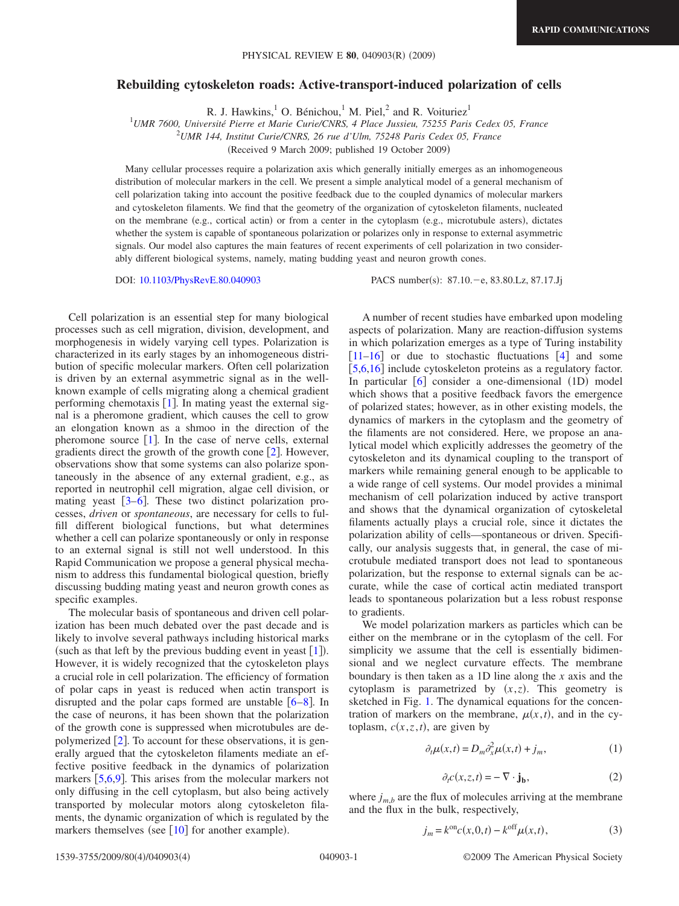# Rebuilding cytoskeleton roads: Active-transport-induced polarization of cells

R. J. Hawkins,[1] O. Bénichou,[1] M. Piel,[2] and R. Voituriez[1]

[1]*UMR 7600, Université Pierre et Marie Curie/CNRS, 4 Place Jussieu, 75255 Paris Cedex 05, France*

[2]*UMR 144, Institut Curie/CNRS, 26 rue d'Ulm, 75248 Paris Cedex 05, France*

(Received 9 March 2009; published 19 October 2009)

Many cellular processes require a polarization axis which generally initially emerges as an inhomogeneous distribution of molecular markers in the cell. We present a simple analytical model of a general mechanism of cell polarization taking into account the positive feedback due to the coupled dynamics of molecular markers and cytoskeleton filaments. We find that the geometry of the organization of cytoskeleton filaments, nucleated on the membrane (e.g., cortical actin) or from a center in the cytoplasm (e.g., microtubule asters), dictates whether the system is capable of spontaneous polarization or polarizes only in response to external asymmetric signals. Our model also captures the main features of recent experiments of cell polarization in two considerably different biological systems, namely, mating budding yeast and neuron growth cones.

DOI: 10.1103/PhysRevE.80.040903 PACS number(s): 87.10.−e, 83.80.Lz, 87.17.Jj

Cell polarization is an essential step for many biological processes such as cell migration, division, development, and morphogenesis in widely varying cell types. Polarization is characterized in its early stages by an inhomogeneous distribution of specific molecular markers. Often cell polarization is driven by an external asymmetric signal as in the well-known example of cells migrating along a chemical gradient performing chemotaxis [1]. In mating yeast the external signal is a pheromone gradient, which causes the cell to grow an elongation known as a shmoo in the direction of the pheromone source [1]. In the case of nerve cells, external gradients direct the growth of the growth cone [2]. However, observations show that some systems can also polarize spontaneously in the absence of any external gradient, e.g., as reported in neutrophil cell migration, algae cell division, or mating yeast [3–6]. These two distinct polarization processes, *driven* or *spontaneous*, are necessary for cells to fulfill different biological functions, but what determines whether a cell can polarize spontaneously or only in response to an external signal is still not well understood. In this Rapid Communication we propose a general physical mechanism to address this fundamental biological question, briefly discussing budding mating yeast and neuron growth cones as specific examples.

The molecular basis of spontaneous and driven cell polarization has been much debated over the past decade and is likely to involve several pathways including historical marks (such as that left by the previous budding event in yeast [1]). However, it is widely recognized that the cytoskeleton plays a crucial role in cell polarization. The efficiency of formation of polar caps in yeast is reduced when actin transport is disrupted and the polar caps formed are unstable [6–8]. In the case of neurons, it has been shown that the polarization of the growth cone is suppressed when microtubules are depolymerized [2]. To account for these observations, it is generally argued that the cytoskeleton filaments mediate an effective positive feedback in the dynamics of polarization markers [5,6,9]. This arises from the molecular markers not only diffusing in the cell cytoplasm, but also being actively transported by molecular motors along cytoskeleton filaments, the dynamic organization of which is regulated by the markers themselves (see [10] for another example).

A number of recent studies have embarked upon modeling aspects of polarization. Many are reaction-diffusion systems in which polarization emerges as a type of Turing instability [11–16] or due to stochastic fluctuations [4] and some [5,6,16] include cytoskeleton proteins as a regulatory factor. In particular [6] consider a one-dimensional (1D) model which shows that a positive feedback favors the emergence of polarized states; however, as in other existing models, the dynamics of markers in the cytoplasm and the geometry of the filaments are not considered. Here, we propose an analytical model which explicitly addresses the geometry of the cytoskeleton and its dynamical coupling to the transport of markers while remaining general enough to be applicable to a wide range of cell systems. Our model provides a minimal mechanism of cell polarization induced by active transport and shows that the dynamical organization of cytoskeletal filaments actually plays a crucial role, since it dictates the polarization ability of cells—spontaneous or driven. Specifically, our analysis suggests that, in general, the case of microtubule mediated transport does not lead to spontaneous polarization, but the response to external signals can be accurate, while the case of cortical actin mediated transport leads to spontaneous polarization but a less robust response to gradients.

We model polarization markers as particles which can be either on the membrane or in the cytoplasm of the cell. For simplicity we assume that the cell is essentially bidimensional and we neglect curvature effects. The membrane boundary is then taken as a 1D line along the $x$ axis and the cytoplasm is parametrized by $(x,z)$. This geometry is sketched in Fig. 1. The dynamical equations for the concentration of markers on the membrane, $\mu(x,t)$, and in the cytoplasm, $c(x,z,t)$, are given by

$$\partial_t \mu(x,t) = D_m \partial_x^2 \mu(x,t) + j_m, \tag{1}$$

$$\partial_t c(x,z,t) = -\nabla \cdot \mathbf{j_b}, \tag{2}$$

where $j_{m,b}$ are the flux of molecules arriving at the membrane and the flux in the bulk, respectively,

$$j_m = k^{\text{on}} c(x,0,t) - k^{\text{off}} \mu(x,t), \tag{3}$$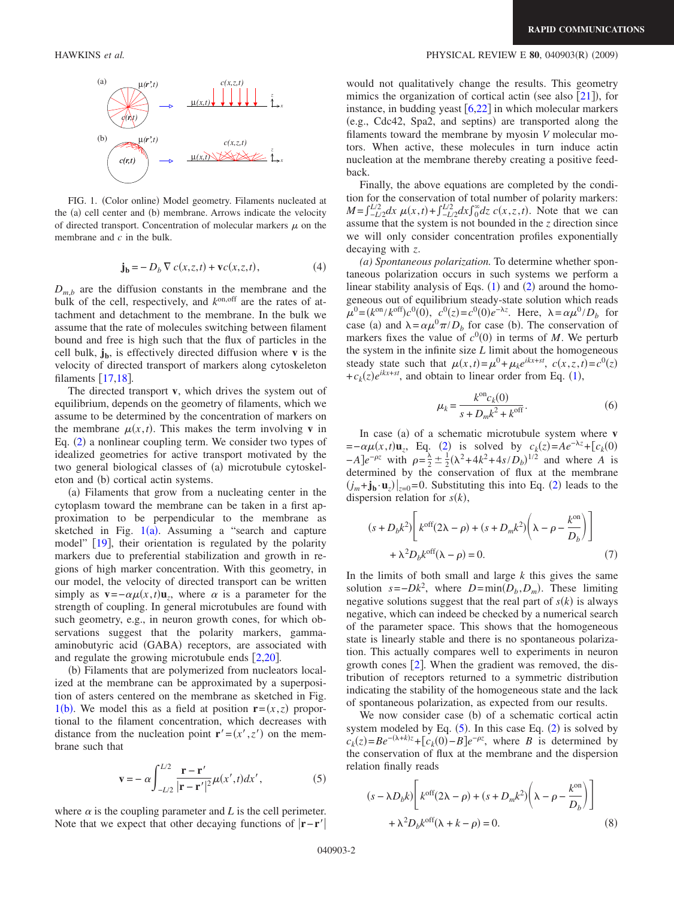FIG. 1. (Color online) Model geometry. Filaments nucleated at the (a) cell center and (b) membrane. Arrows indicate the velocity of directed transport. Concentration of molecular markers $\mu$ on the membrane and $c$ in the bulk.

$$\mathbf{j_b} = -D_b \nabla c(x,z,t) + \mathbf{v}c(x,z,t), \tag{4}$$

$D_{m,b}$ are the diffusion constants in the membrane and the bulk of the cell, respectively, and $k^{\text{on,off}}$ are the rates of attachment and detachment to the membrane. In the bulk we assume that the rate of molecules switching between filament bound and free is high such that the flux of particles in the cell bulk, $\mathbf{j_b}$, is effectively directed diffusion where $\mathbf{v}$ is the velocity of directed transport of markers along cytoskeleton filaments [17,18].

The directed transport $\mathbf{v}$, which drives the system out of equilibrium, depends on the geometry of filaments, which we assume to be determined by the concentration of markers on the membrane $\mu(x,t)$. This makes the term involving $\mathbf{v}$ in Eq. (2) a nonlinear coupling term. We consider two types of idealized geometries for active transport motivated by the two general biological classes of (a) microtubule cytoskeleton and (b) cortical actin systems.

(a) Filaments that grow from a nucleating center in the cytoplasm toward the membrane can be taken in a first approximation to be perpendicular to the membrane as sketched in Fig. 1(a). Assuming a "search and capture model" [19], their orientation is regulated by the polarity markers due to preferential stabilization and growth in regions of high marker concentration. With this geometry, in our model, the velocity of directed transport can be written simply as $\mathbf{v} = -\alpha\mu(x,t)\mathbf{u}_z$, where $\alpha$ is a parameter for the strength of coupling. In general microtubules are found with such geometry, e.g., in neuron growth cones, for which observations suggest that the polarity markers, gamma-aminobutyric acid (GABA) receptors, are associated with and regulate the growing microtubule ends [2,20].

(b) Filaments that are polymerized from nucleators localized at the membrane can be approximated by a superposition of asters centered on the membrane as sketched in Fig. 1(b). We model this as a field at position $\mathbf{r}=(x,z)$ proportional to the filament concentration, which decreases with distance from the nucleation point $\mathbf{r}'=(x',z')$ on the membrane such that

$$\mathbf{v} = -\alpha \int_{-L/2}^{L/2} \frac{\mathbf{r}-\mathbf{r}'}{|\mathbf{r}-\mathbf{r}'|^2}\mu(x',t)dx', \tag{5}$$

where $\alpha$ is the coupling parameter and $L$ is the cell perimeter. Note that we expect that other decaying functions of $|\mathbf{r}-\mathbf{r}'|$ would not qualitatively change the results. This geometry mimics the organization of cortical actin (see also [21]), for instance, in budding yeast [6,22] in which molecular markers (e.g., Cdc42, Spa2, and septins) are transported along the filaments toward the membrane by myosin V molecular motors. When active, these molecules in turn induce actin nucleation at the membrane thereby creating a positive feedback.

Finally, the above equations are completed by the condition for the conservation of total number of polarity markers: $M = \int_{-L/2}^{L/2} dx\, \mu(x,t) + \int_{-L/2}^{L/2} dx \int_0^\infty dz\, c(x,z,t)$. Note that we can assume that the system is not bounded in the $z$ direction since we will only consider concentration profiles exponentially decaying with $z$.

*(a) Spontaneous polarization.* To determine whether spontaneous polarization occurs in such systems we perform a linear stability analysis of Eqs. (1) and (2) around the homogeneous out of equilibrium steady-state solution which reads $\mu^0 = (k^{\text{on}}/k^{\text{off}})c^0(0)$, $c^0(z) = c^0(0)e^{-\lambda z}$. Here, $\lambda = \alpha\mu^0/D_b$ for case (a) and $\lambda = \alpha\mu^0\pi/D_b$ for case (b). The conservation of markers fixes the value of $c^0(0)$ in terms of $M$. We perturb the system in the infinite size $L$ limit about the homogeneous steady state such that $\mu(x,t) = \mu^0 + \mu_k e^{ikx+st}$, $c(x,z,t) = c^0(z) + c_k(z)e^{ikx+st}$, and obtain to linear order from Eq. (1),

$$\mu_k = \frac{k^{\text{on}}c_k(0)}{s + D_m k^2 + k^{\text{off}}}. \tag{6}$$

In case (a) of a schematic microtubule system where $\mathbf{v} = -\alpha\mu(x,t)\mathbf{u}_z$, Eq. (2) is solved by $c_k(z) = Ae^{-\lambda z} + [c_k(0) - A]e^{-\rho z}$ with $\rho = \frac{\lambda}{2} \pm \frac{1}{2}(\lambda^2 + 4k^2 + 4s/D_b)^{1/2}$ and where $A$ is determined by the conservation of flux at the membrane $(j_m + \mathbf{j_b}\cdot\mathbf{u}_z)|_{z=0} = 0$. Substituting this into Eq. (2) leads to the dispersion relation for $s(k)$,

$$(s + D_b k^2)\left[k^{\text{off}}(2\lambda - \rho) + (s + D_m k^2)\left(\lambda - \rho - \frac{k^{\text{on}}}{D_b}\right)\right] + \lambda^2 D_b k^{\text{off}}(\lambda - \rho) = 0. \tag{7}$$

In the limits of both small and large $k$ this gives the same solution $s = -Dk^2$, where $D = \min(D_b, D_m)$. These limiting negative solutions suggest that the real part of $s(k)$ is always negative, which can indeed be checked by a numerical search of the parameter space. This shows that the homogeneous state is linearly stable and there is no spontaneous polarization. This actually compares well to experiments in neuron growth cones [2]. When the gradient was removed, the distribution of receptors returned to a symmetric distribution indicating the stability of the homogeneous state and the lack of spontaneous polarization, as expected from our results.

We now consider case (b) of a schematic cortical actin system modeled by Eq. (5). In this case Eq. (2) is solved by $c_k(z) = Be^{-(\lambda+k)z} + [c_k(0) - B]e^{-\rho z}$, where $B$ is determined by the conservation of flux at the membrane and the dispersion relation finally reads

$$(s - \lambda D_b k)\left[k^{\text{off}}(2\lambda - \rho) + (s + D_m k^2)\left(\lambda - \rho - \frac{k^{\text{on}}}{D_b}\right)\right] + \lambda^2 D_b k^{\text{off}}(\lambda + k - \rho) = 0. \tag{8}$$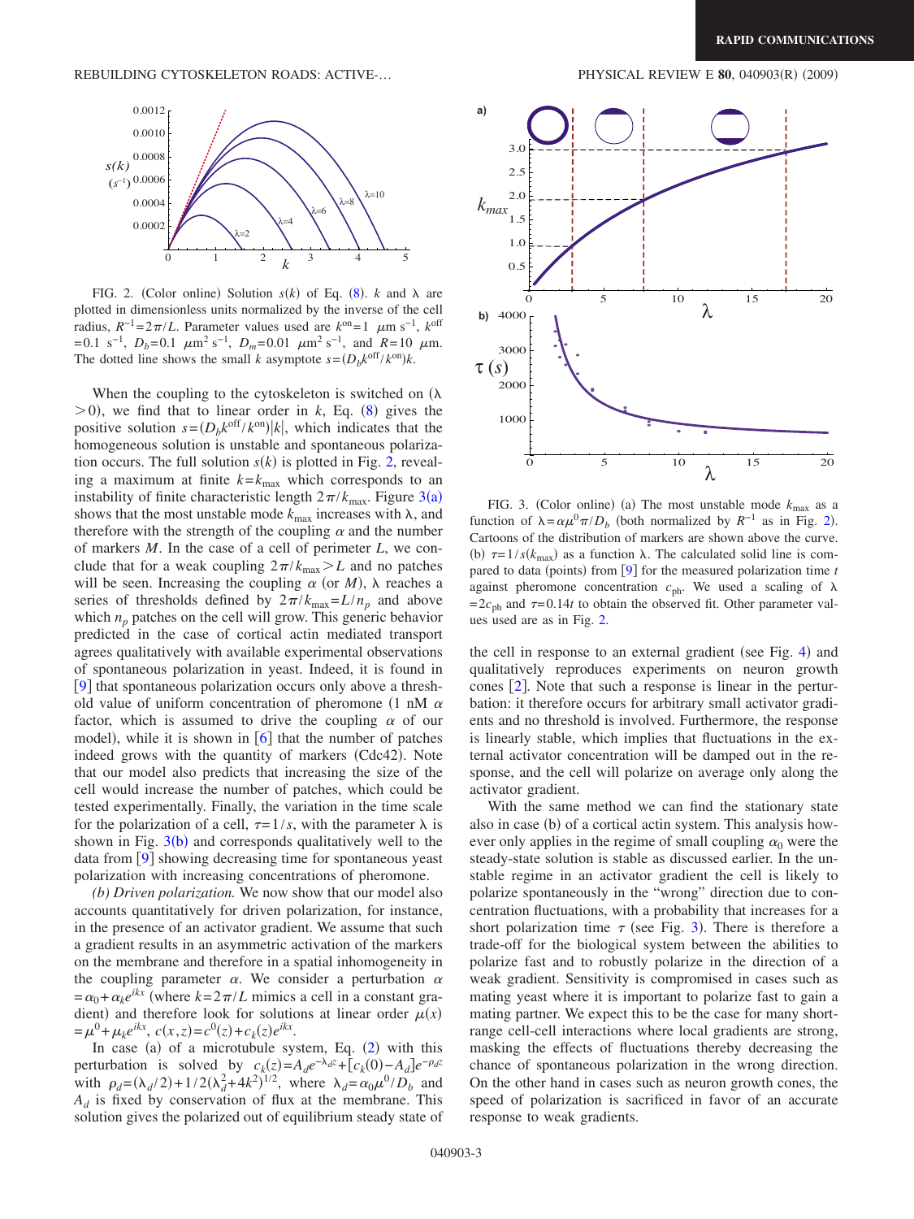FIG. 2. (Color online) Solution $s(k)$ of Eq. (8). $k$ and $\lambda$ are plotted in dimensionless units normalized by the inverse of the cell radius, $R^{-1}=2\pi/L$. Parameter values used are $k^{\rm on}=1$ $\mu$m s$^{-1}$, $k^{\rm off}=0.1$ s$^{-1}$, $D_b=0.1$ $\mu$m$^2$ s$^{-1}$, $D_m=0.01$ $\mu$m$^2$ s$^{-1}$, and $R=10$ $\mu$m. The dotted line shows the small $k$ asymptote $s=(D_b k^{\rm off}/k^{\rm on})k$.

When the coupling to the cytoskeleton is switched on ($\lambda > 0$), we find that to linear order in $k$, Eq. (8) gives the positive solution $s=(D_b k^{\rm off}/k^{\rm on})|k|$, which indicates that the homogeneous solution is unstable and spontaneous polarization occurs. The full solution $s(k)$ is plotted in Fig. 2, revealing a maximum at finite $k=k_{\max}$ which corresponds to an instability of finite characteristic length $2\pi/k_{\max}$. Figure 3(a) shows that the most unstable mode $k_{\max}$ increases with $\lambda$, and therefore with the strength of the coupling $\alpha$ and the number of markers $M$. In the case of a cell of perimeter $L$, we conclude that for a weak coupling $2\pi/k_{\max} > L$ and no patches will be seen. Increasing the coupling $\alpha$ (or $M$), $\lambda$ reaches a series of thresholds defined by $2\pi/k_{\max}=L/n_p$ and above which $n_p$ patches on the cell will grow. This generic behavior predicted in the case of cortical actin mediated transport agrees qualitatively with available experimental observations of spontaneous polarization in yeast. Indeed, it is found in [9] that spontaneous polarization occurs only above a threshold value of uniform concentration of pheromone (1 nM $\alpha$ factor, which is assumed to drive the coupling $\alpha$ of our model), while it is shown in [6] that the number of patches indeed grows with the quantity of markers (Cdc42). Note that our model also predicts that increasing the size of the cell would increase the number of patches, which could be tested experimentally. Finally, the variation in the time scale for the polarization of a cell, $\tau=1/s$, with the parameter $\lambda$ is shown in Fig. 3(b) and corresponds qualitatively well to the data from [9] showing decreasing time for spontaneous yeast polarization with increasing concentrations of pheromone.

*(b) Driven polarization.* We now show that our model also accounts quantitatively for driven polarization, for instance, in the presence of an activator gradient. We assume that such a gradient results in an asymmetric activation of the markers on the membrane and therefore in a spatial inhomogeneity in the coupling parameter $\alpha$. We consider a perturbation $\alpha = \alpha_0 + \alpha_k e^{ikx}$ (where $k=2\pi/L$ mimics a cell in a constant gradient) and therefore look for solutions at linear order $\mu(x) = \mu^0 + \mu_k e^{ikx}$, $c(x,z)=c^0(z)+c_k(z)e^{ikx}$.

In case (a) of a microtubule system, Eq. (2) with this perturbation is solved by $c_k(z)=A_d e^{-\lambda_d z}+[c_k(0)-A_d]e^{-\rho_d z}$ with $\rho_d=(\lambda_d/2)+1/2(\lambda_d^2+4k^2)^{1/2}$, where $\lambda_d=\alpha_0\mu^0/D_b$ and $A_d$ is fixed by conservation of flux at the membrane. This solution gives the polarized out of equilibrium steady state of the cell in response to an external gradient (see Fig. 4) and qualitatively reproduces experiments on neuron growth cones [2]. Note that such a response is linear in the perturbation: it therefore occurs for arbitrary small activator gradients and no threshold is involved. Furthermore, the response is linearly stable, which implies that fluctuations in the external activator concentration will be damped out in the response, and the cell will polarize on average only along the activator gradient.

With the same method we can find the stationary state also in case (b) of a cortical actin system. This analysis however only applies in the regime of small coupling $\alpha_0$ were the steady-state solution is stable as discussed earlier. In the unstable regime in an activator gradient the cell is likely to polarize spontaneously in the "wrong" direction due to concentration fluctuations, with a probability that increases for a short polarization time $\tau$ (see Fig. 3). There is therefore a trade-off for the biological system between the abilities to polarize fast and to robustly polarize in the direction of a weak gradient. Sensitivity is compromised in cases such as mating yeast where it is important to polarize fast to gain a mating partner. We expect this to be the case for many short-range cell-cell interactions where local gradients are strong, masking the effects of fluctuations thereby decreasing the chance of spontaneous polarization in the wrong direction. On the other hand in cases such as neuron growth cones, the speed of polarization is sacrificed in favor of an accurate response to weak gradients.

FIG. 3. (Color online) (a) The most unstable mode $k_{\max}$ as a function of $\lambda=\alpha\mu^0\pi/D_b$ (both normalized by $R^{-1}$ as in Fig. 2). Cartoons of the distribution of markers are shown above the curve. (b) $\tau=1/s(k_{\max})$ as a function $\lambda$. The calculated solid line is compared to data (points) from [9] for the measured polarization time $t$ against pheromone concentration $c_{\rm ph}$. We used a scaling of $\lambda = 2c_{\rm ph}$ and $\tau=0.14t$ to obtain the observed fit. Other parameter values used are as in Fig. 2.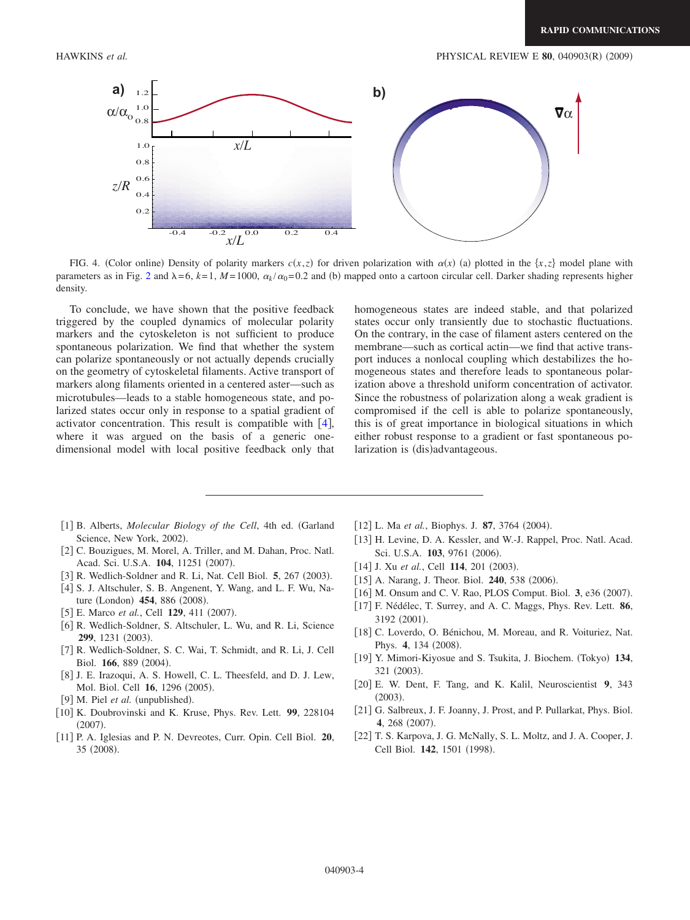a)

$\alpha/\alpha_o$

1.2

1.0

0.8

$x/L$

1.0

0.8

0.6

$z/R$

0.4

0.2

-0.4 -0.2 0.0 0.2 0.4

$x/L$

b)

$\nabla\alpha$

FIG. 4. (Color online) Density of polarity markers $c(x,z)$ for driven polarization with $\alpha(x)$ (a) plotted in the $\{x,z\}$ model plane with parameters as in Fig. 2 and $\lambda=6$, $k=1$, $M=1000$, $\alpha_k/\alpha_0=0.2$ and (b) mapped onto a cartoon circular cell. Darker shading represents higher density.

To conclude, we have shown that the positive feedback triggered by the coupled dynamics of molecular polarity markers and the cytoskeleton is not sufficient to produce spontaneous polarization. We find that whether the system can polarize spontaneously or not actually depends crucially on the geometry of cytoskeletal filaments. Active transport of markers along filaments oriented in a centered aster—such as microtubules—leads to a stable homogeneous state, and polarized states occur only in response to a spatial gradient of activator concentration. This result is compatible with [4], where it was argued on the basis of a generic one-dimensional model with local positive feedback only that homogeneous states are indeed stable, and that polarized states occur only transiently due to stochastic fluctuations. On the contrary, in the case of filament asters centered on the membrane—such as cortical actin—we find that active transport induces a nonlocal coupling which destabilizes the homogeneous states and therefore leads to spontaneous polarization above a threshold uniform concentration of activator. Since the robustness of polarization along a weak gradient is compromised if the cell is able to polarize spontaneously, this is of great importance in biological situations in which either robust response to a gradient or fast spontaneous polarization is (dis)advantageous.

---

[1] B. Alberts, *Molecular Biology of the Cell*, 4th ed. (Garland Science, New York, 2002).

[2] C. Bouzigues, M. Morel, A. Triller, and M. Dahan, Proc. Natl. Acad. Sci. U.S.A. **104**, 11251 (2007).

[3] R. Wedlich-Soldner and R. Li, Nat. Cell Biol. **5**, 267 (2003).

[4] S. J. Altschuler, S. B. Angenent, Y. Wang, and L. F. Wu, Nature (London) **454**, 886 (2008).

[5] E. Marco *et al.*, Cell **129**, 411 (2007).

[6] R. Wedlich-Soldner, S. Altschuler, L. Wu, and R. Li, Science **299**, 1231 (2003).

[7] R. Wedlich-Soldner, S. C. Wai, T. Schmidt, and R. Li, J. Cell Biol. **166**, 889 (2004).

[8] J. E. Irazoqui, A. S. Howell, C. L. Theesfeld, and D. J. Lew, Mol. Biol. Cell **16**, 1296 (2005).

[9] M. Piel *et al.* (unpublished).

[10] K. Doubrovinski and K. Kruse, Phys. Rev. Lett. **99**, 228104 (2007).

[11] P. A. Iglesias and P. N. Devreotes, Curr. Opin. Cell Biol. **20**, 35 (2008).

[12] L. Ma *et al.*, Biophys. J. **87**, 3764 (2004).

[13] H. Levine, D. A. Kessler, and W.-J. Rappel, Proc. Natl. Acad. Sci. U.S.A. **103**, 9761 (2006).

[14] J. Xu *et al.*, Cell **114**, 201 (2003).

[15] A. Narang, J. Theor. Biol. **240**, 538 (2006).

[16] M. Onsum and C. V. Rao, PLOS Comput. Biol. **3**, e36 (2007).

[17] F. Nédélec, T. Surrey, and A. C. Maggs, Phys. Rev. Lett. **86**, 3192 (2001).

[18] C. Loverdo, O. Bénichou, M. Moreau, and R. Voituriez, Nat. Phys. **4**, 134 (2008).

[19] Y. Mimori-Kiyosue and S. Tsukita, J. Biochem. (Tokyo) **134**, 321 (2003).

[20] E. W. Dent, F. Tang, and K. Kalil, Neuroscientist **9**, 343 (2003).

[21] G. Salbreux, J. F. Joanny, J. Prost, and P. Pullarkat, Phys. Biol. **4**, 268 (2007).

[22] T. S. Karpova, J. G. McNally, S. L. Moltz, and J. A. Cooper, J. Cell Biol. **142**, 1501 (1998).